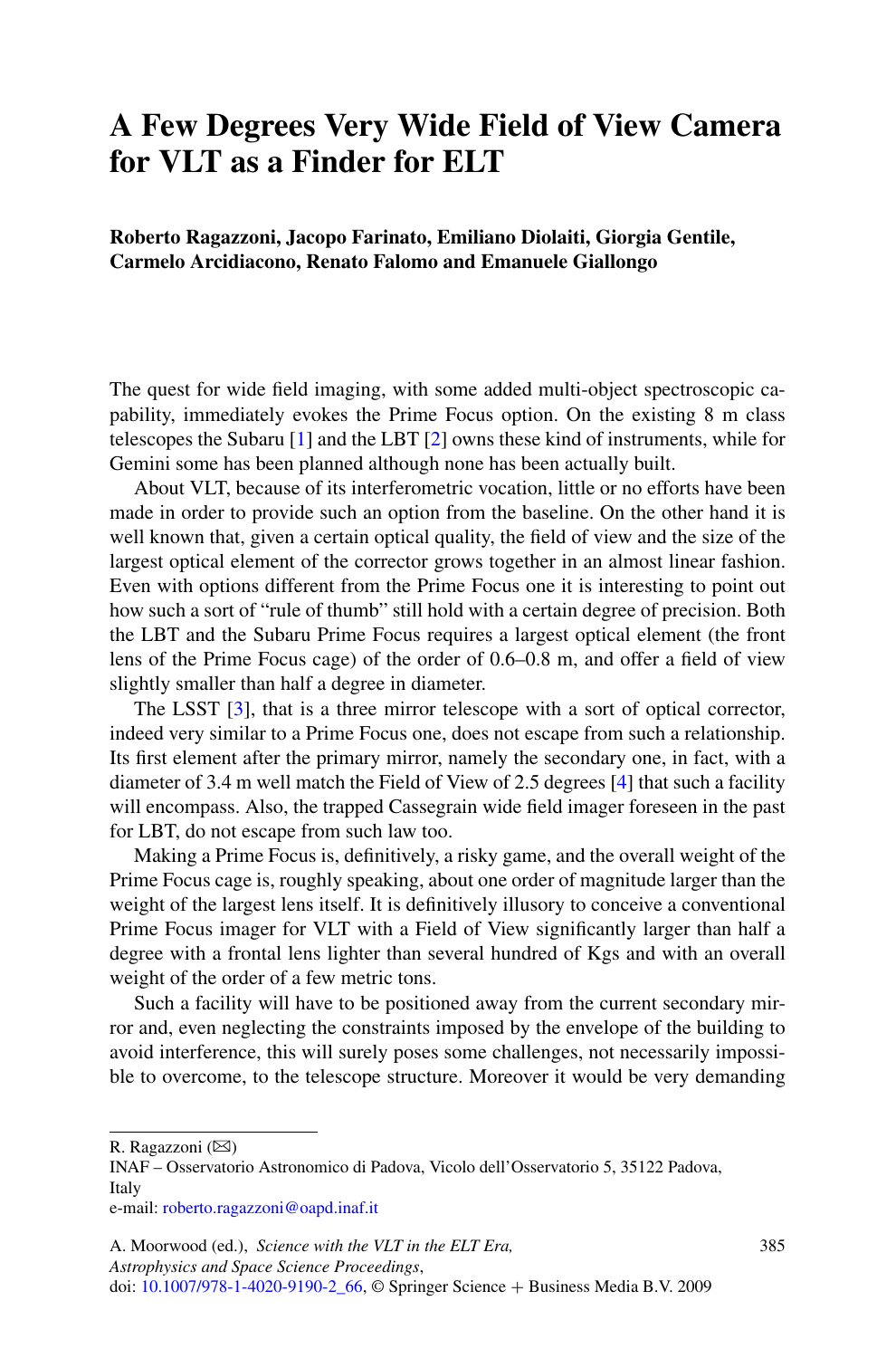# A Few Degrees Very Wide Field of View Camera for VLT as a Finder for ELT

**Roberto Ragazzoni, Jacopo Farinato, Emiliano Diolaiti, Giorgia Gentile, Carmelo Arcidiacono, Renato Falomo and Emanuele Giallongo**

The quest for wide field imaging, with some added multi-object spectroscopic capability, immediately evokes the Prime Focus option. On the existing 8 m class telescopes the Subaru [1] and the LBT [2] owns these kind of instruments, while for Gemini some has been planned although none has been actually built.

About VLT, because of its interferometric vocation, little or no efforts have been made in order to provide such an option from the baseline. On the other hand it is well known that, given a certain optical quality, the field of view and the size of the largest optical element of the corrector grows together in an almost linear fashion. Even with options different from the Prime Focus one it is interesting to point out how such a sort of "rule of thumb" still hold with a certain degree of precision. Both the LBT and the Subaru Prime Focus requires a largest optical element (the front lens of the Prime Focus cage) of the order of 0.6–0.8 m, and offer a field of view slightly smaller than half a degree in diameter.

The LSST [3], that is a three mirror telescope with a sort of optical corrector, indeed very similar to a Prime Focus one, does not escape from such a relationship. Its first element after the primary mirror, namely the secondary one, in fact, with a diameter of 3.4 m well match the Field of View of 2.5 degrees [4] that such a facility will encompass. Also, the trapped Cassegrain wide field imager foreseen in the past for LBT, do not escape from such law too.

Making a Prime Focus is, definitively, a risky game, and the overall weight of the Prime Focus cage is, roughly speaking, about one order of magnitude larger than the weight of the largest lens itself. It is definitively illusory to conceive a conventional Prime Focus imager for VLT with a Field of View significantly larger than half a degree with a frontal lens lighter than several hundred of Kgs and with an overall weight of the order of a few metric tons.

Such a facility will have to be positioned away from the current secondary mirror and, even neglecting the constraints imposed by the envelope of the building to avoid interference, this will surely poses some challenges, not necessarily impossible to overcome, to the telescope structure. Moreover it would be very demanding

---

R. Ragazzoni (✉)
INAF – Osservatorio Astronomico di Padova, Vicolo dell'Osservatorio 5, 35122 Padova, Italy
e-mail: roberto.ragazzoni@oapd.inaf.it

A. Moorwood (ed.), *Science with the VLT in the ELT Era*, *Astrophysics and Space Science Proceedings*, doi: 10.1007/978-1-4020-9190-2_66, © Springer Science + Business Media B.V. 2009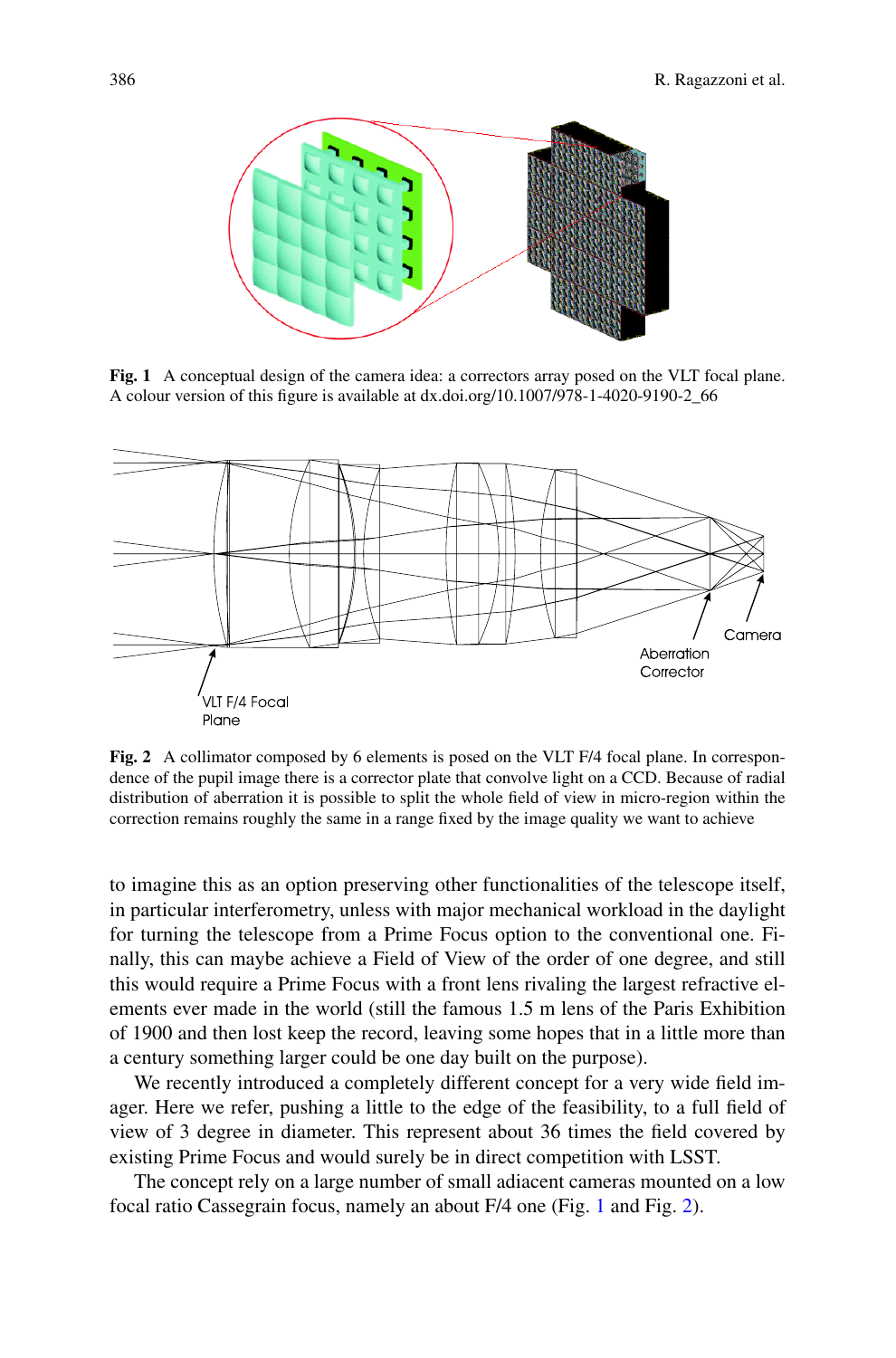Fig. 1 A conceptual design of the camera idea: a correctors array posed on the VLT focal plane. A colour version of this figure is available at dx.doi.org/10.1007/978-1-4020-9190-2_66

Fig. 2 A collimator composed by 6 elements is posed on the VLT F/4 focal plane. In correspondence of the pupil image there is a corrector plate that convolve light on a CCD. Because of radial distribution of aberration it is possible to split the whole field of view in micro-region within the correction remains roughly the same in a range fixed by the image quality we want to achieve

to imagine this as an option preserving other functionalities of the telescope itself, in particular interferometry, unless with major mechanical workload in the daylight for turning the telescope from a Prime Focus option to the conventional one. Finally, this can maybe achieve a Field of View of the order of one degree, and still this would require a Prime Focus with a front lens rivaling the largest refractive elements ever made in the world (still the famous 1.5 m lens of the Paris Exhibition of 1900 and then lost keep the record, leaving some hopes that in a little more than a century something larger could be one day built on the purpose).

We recently introduced a completely different concept for a very wide field imager. Here we refer, pushing a little to the edge of the feasibility, to a full field of view of 3 degree in diameter. This represent about 36 times the field covered by existing Prime Focus and would surely be in direct competition with LSST.

The concept rely on a large number of small adiacent cameras mounted on a low focal ratio Cassegrain focus, namely an about F/4 one (Fig. 1 and Fig. 2).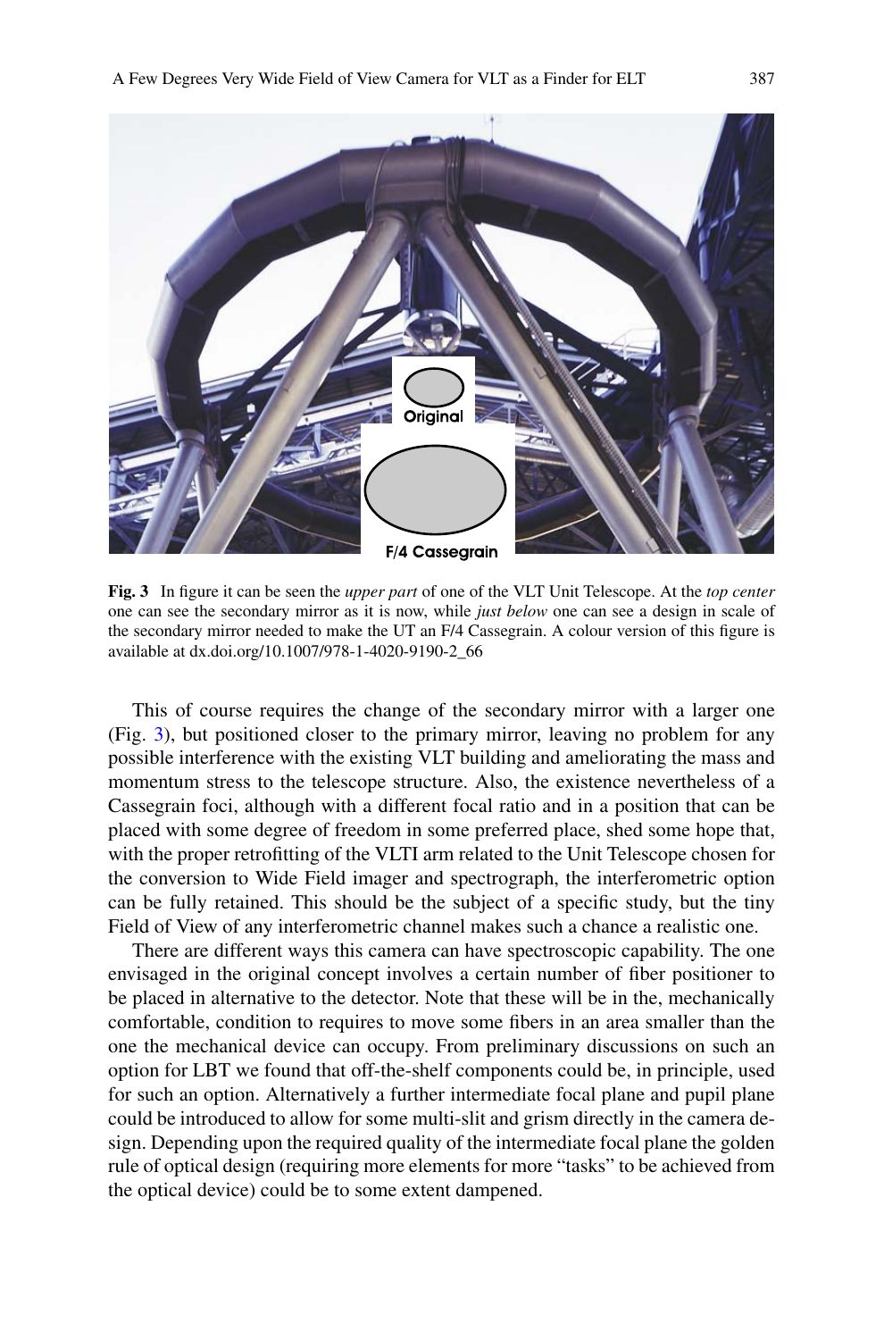Original

F/4 Cassegrain

**Fig. 3** In figure it can be seen the *upper part* of one of the VLT Unit Telescope. At the *top center* one can see the secondary mirror as it is now, while *just below* one can see a design in scale of the secondary mirror needed to make the UT an F/4 Cassegrain. A colour version of this figure is available at dx.doi.org/10.1007/978-1-4020-9190-2_66

This of course requires the change of the secondary mirror with a larger one (Fig. 3), but positioned closer to the primary mirror, leaving no problem for any possible interference with the existing VLT building and ameliorating the mass and momentum stress to the telescope structure. Also, the existence nevertheless of a Cassegrain foci, although with a different focal ratio and in a position that can be placed with some degree of freedom in some preferred place, shed some hope that, with the proper retrofitting of the VLTI arm related to the Unit Telescope chosen for the conversion to Wide Field imager and spectrograph, the interferometric option can be fully retained. This should be the subject of a specific study, but the tiny Field of View of any interferometric channel makes such a chance a realistic one.

There are different ways this camera can have spectroscopic capability. The one envisaged in the original concept involves a certain number of fiber positioner to be placed in alternative to the detector. Note that these will be in the, mechanically comfortable, condition to requires to move some fibers in an area smaller than the one the mechanical device can occupy. From preliminary discussions on such an option for LBT we found that off-the-shelf components could be, in principle, used for such an option. Alternatively a further intermediate focal plane and pupil plane could be introduced to allow for some multi-slit and grism directly in the camera design. Depending upon the required quality of the intermediate focal plane the golden rule of optical design (requiring more elements for more "tasks" to be achieved from the optical device) could be to some extent dampened.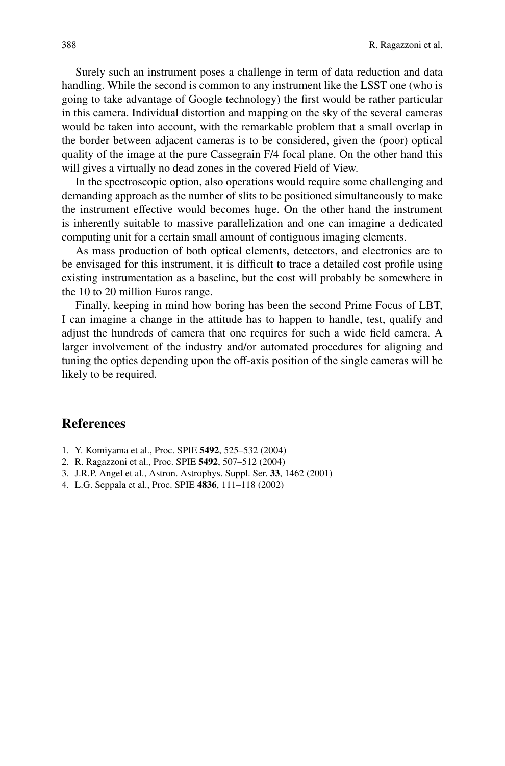Surely such an instrument poses a challenge in term of data reduction and data handling. While the second is common to any instrument like the LSST one (who is going to take advantage of Google technology) the first would be rather particular in this camera. Individual distortion and mapping on the sky of the several cameras would be taken into account, with the remarkable problem that a small overlap in the border between adjacent cameras is to be considered, given the (poor) optical quality of the image at the pure Cassegrain F/4 focal plane. On the other hand this will gives a virtually no dead zones in the covered Field of View.

In the spectroscopic option, also operations would require some challenging and demanding approach as the number of slits to be positioned simultaneously to make the instrument effective would becomes huge. On the other hand the instrument is inherently suitable to massive parallelization and one can imagine a dedicated computing unit for a certain small amount of contiguous imaging elements.

As mass production of both optical elements, detectors, and electronics are to be envisaged for this instrument, it is difficult to trace a detailed cost profile using existing instrumentation as a baseline, but the cost will probably be somewhere in the 10 to 20 million Euros range.

Finally, keeping in mind how boring has been the second Prime Focus of LBT, I can imagine a change in the attitude has to happen to handle, test, qualify and adjust the hundreds of camera that one requires for such a wide field camera. A larger involvement of the industry and/or automated procedures for aligning and tuning the optics depending upon the off-axis position of the single cameras will be likely to be required.

## References

1. Y. Komiyama et al., Proc. SPIE **5492**, 525–532 (2004)
2. R. Ragazzoni et al., Proc. SPIE **5492**, 507–512 (2004)
3. J.R.P. Angel et al., Astron. Astrophys. Suppl. Ser. **33**, 1462 (2001)
4. L.G. Seppala et al., Proc. SPIE **4836**, 111–118 (2002)